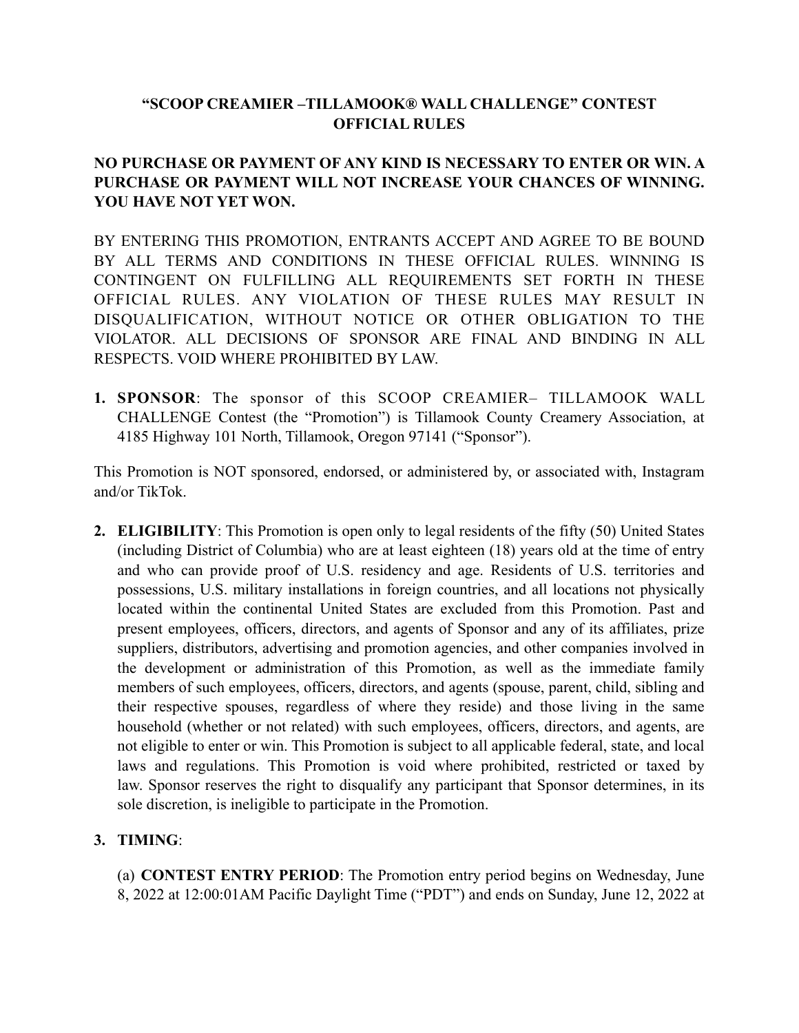# "SCOOP CREAMIER –TILLAMOOK® WALL CHALLENGE" CONTEST OFFICIAL RULES

**NO PURCHASE OR PAYMENT OF ANY KIND IS NECESSARY TO ENTER OR WIN. A PURCHASE OR PAYMENT WILL NOT INCREASE YOUR CHANCES OF WINNING. YOU HAVE NOT YET WON.**

BY ENTERING THIS PROMOTION, ENTRANTS ACCEPT AND AGREE TO BE BOUND BY ALL TERMS AND CONDITIONS IN THESE OFFICIAL RULES. WINNING IS CONTINGENT ON FULFILLING ALL REQUIREMENTS SET FORTH IN THESE OFFICIAL RULES. ANY VIOLATION OF THESE RULES MAY RESULT IN DISQUALIFICATION, WITHOUT NOTICE OR OTHER OBLIGATION TO THE VIOLATOR. ALL DECISIONS OF SPONSOR ARE FINAL AND BINDING IN ALL RESPECTS. VOID WHERE PROHIBITED BY LAW.

1. **SPONSOR**: The sponsor of this SCOOP CREAMIER– TILLAMOOK WALL CHALLENGE Contest (the "Promotion") is Tillamook County Creamery Association, at 4185 Highway 101 North, Tillamook, Oregon 97141 ("Sponsor").

This Promotion is NOT sponsored, endorsed, or administered by, or associated with, Instagram and/or TikTok.

2. **ELIGIBILITY**: This Promotion is open only to legal residents of the fifty (50) United States (including District of Columbia) who are at least eighteen (18) years old at the time of entry and who can provide proof of U.S. residency and age. Residents of U.S. territories and possessions, U.S. military installations in foreign countries, and all locations not physically located within the continental United States are excluded from this Promotion. Past and present employees, officers, directors, and agents of Sponsor and any of its affiliates, prize suppliers, distributors, advertising and promotion agencies, and other companies involved in the development or administration of this Promotion, as well as the immediate family members of such employees, officers, directors, and agents (spouse, parent, child, sibling and their respective spouses, regardless of where they reside) and those living in the same household (whether or not related) with such employees, officers, directors, and agents, are not eligible to enter or win. This Promotion is subject to all applicable federal, state, and local laws and regulations. This Promotion is void where prohibited, restricted or taxed by law. Sponsor reserves the right to disqualify any participant that Sponsor determines, in its sole discretion, is ineligible to participate in the Promotion.

3. **TIMING**:

(a) **CONTEST ENTRY PERIOD**: The Promotion entry period begins on Wednesday, June 8, 2022 at 12:00:01AM Pacific Daylight Time ("PDT") and ends on Sunday, June 12, 2022 at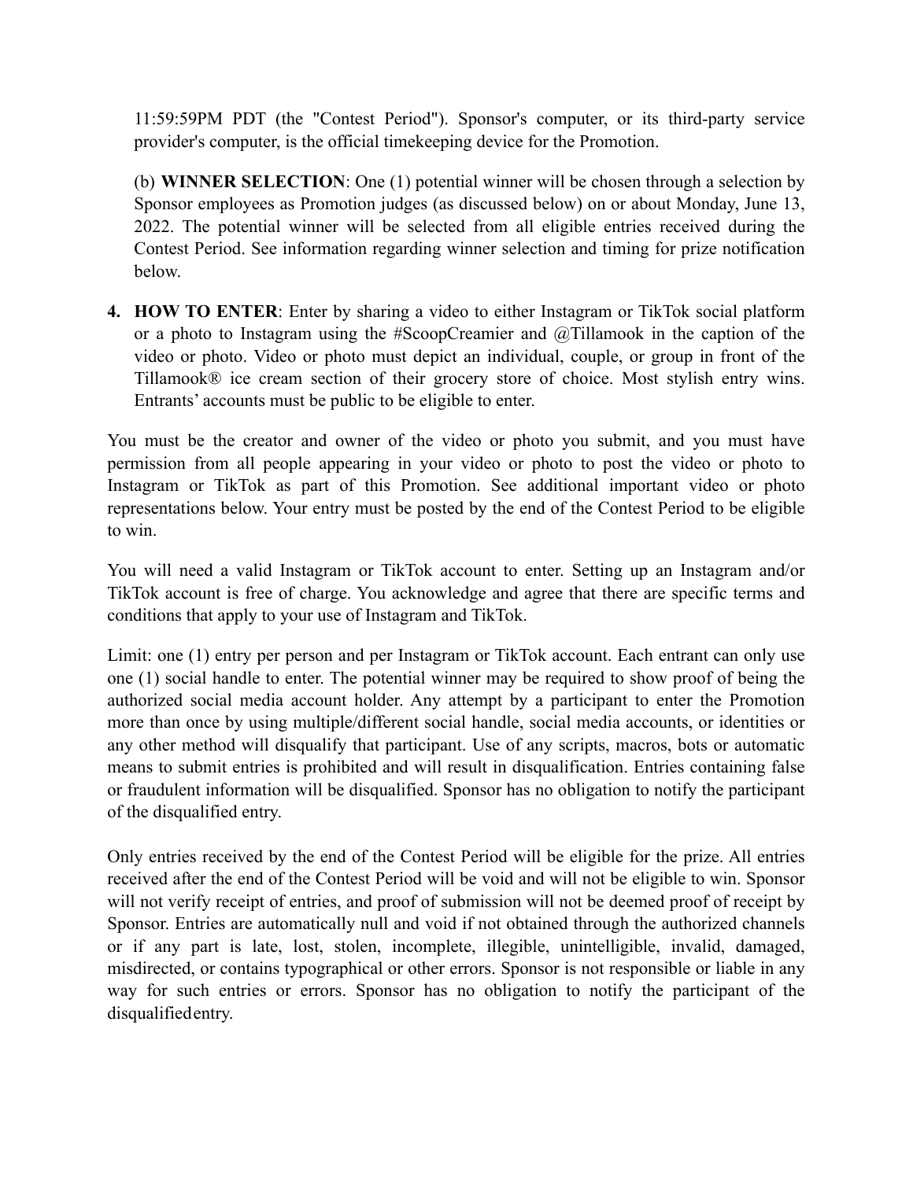11:59:59PM PDT (the "Contest Period"). Sponsor's computer, or its third-party service provider's computer, is the official timekeeping device for the Promotion.

(b) **WINNER SELECTION**: One (1) potential winner will be chosen through a selection by Sponsor employees as Promotion judges (as discussed below) on or about Monday, June 13, 2022. The potential winner will be selected from all eligible entries received during the Contest Period. See information regarding winner selection and timing for prize notification below.

4. **HOW TO ENTER**: Enter by sharing a video to either Instagram or TikTok social platform or a photo to Instagram using the #ScoopCreamier and @Tillamook in the caption of the video or photo. Video or photo must depict an individual, couple, or group in front of the Tillamook® ice cream section of their grocery store of choice. Most stylish entry wins. Entrants' accounts must be public to be eligible to enter.

You must be the creator and owner of the video or photo you submit, and you must have permission from all people appearing in your video or photo to post the video or photo to Instagram or TikTok as part of this Promotion. See additional important video or photo representations below. Your entry must be posted by the end of the Contest Period to be eligible to win.

You will need a valid Instagram or TikTok account to enter. Setting up an Instagram and/or TikTok account is free of charge. You acknowledge and agree that there are specific terms and conditions that apply to your use of Instagram and TikTok.

Limit: one (1) entry per person and per Instagram or TikTok account. Each entrant can only use one (1) social handle to enter. The potential winner may be required to show proof of being the authorized social media account holder. Any attempt by a participant to enter the Promotion more than once by using multiple/different social handle, social media accounts, or identities or any other method will disqualify that participant. Use of any scripts, macros, bots or automatic means to submit entries is prohibited and will result in disqualification. Entries containing false or fraudulent information will be disqualified. Sponsor has no obligation to notify the participant of the disqualified entry.

Only entries received by the end of the Contest Period will be eligible for the prize. All entries received after the end of the Contest Period will be void and will not be eligible to win. Sponsor will not verify receipt of entries, and proof of submission will not be deemed proof of receipt by Sponsor. Entries are automatically null and void if not obtained through the authorized channels or if any part is late, lost, stolen, incomplete, illegible, unintelligible, invalid, damaged, misdirected, or contains typographical or other errors. Sponsor is not responsible or liable in any way for such entries or errors. Sponsor has no obligation to notify the participant of the disqualified entry.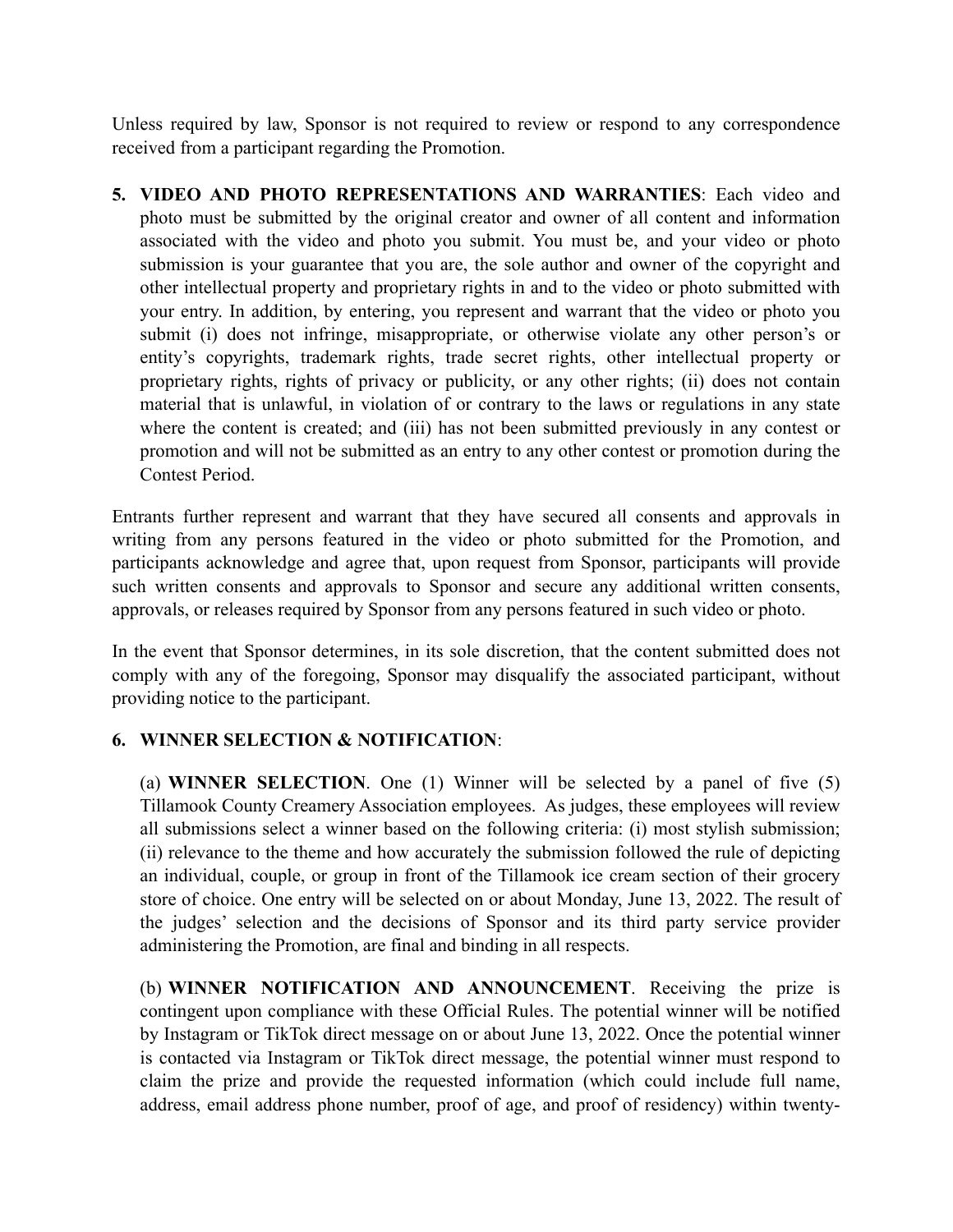Unless required by law, Sponsor is not required to review or respond to any correspondence received from a participant regarding the Promotion.

5. **VIDEO AND PHOTO REPRESENTATIONS AND WARRANTIES**: Each video and photo must be submitted by the original creator and owner of all content and information associated with the video and photo you submit. You must be, and your video or photo submission is your guarantee that you are, the sole author and owner of the copyright and other intellectual property and proprietary rights in and to the video or photo submitted with your entry. In addition, by entering, you represent and warrant that the video or photo you submit (i) does not infringe, misappropriate, or otherwise violate any other person's or entity's copyrights, trademark rights, trade secret rights, other intellectual property or proprietary rights, rights of privacy or publicity, or any other rights; (ii) does not contain material that is unlawful, in violation of or contrary to the laws or regulations in any state where the content is created; and (iii) has not been submitted previously in any contest or promotion and will not be submitted as an entry to any other contest or promotion during the Contest Period.

Entrants further represent and warrant that they have secured all consents and approvals in writing from any persons featured in the video or photo submitted for the Promotion, and participants acknowledge and agree that, upon request from Sponsor, participants will provide such written consents and approvals to Sponsor and secure any additional written consents, approvals, or releases required by Sponsor from any persons featured in such video or photo.

In the event that Sponsor determines, in its sole discretion, that the content submitted does not comply with any of the foregoing, Sponsor may disqualify the associated participant, without providing notice to the participant.

6. **WINNER SELECTION & NOTIFICATION**:

(a) **WINNER SELECTION**. One (1) Winner will be selected by a panel of five (5) Tillamook County Creamery Association employees. As judges, these employees will review all submissions select a winner based on the following criteria: (i) most stylish submission; (ii) relevance to the theme and how accurately the submission followed the rule of depicting an individual, couple, or group in front of the Tillamook ice cream section of their grocery store of choice. One entry will be selected on or about Monday, June 13, 2022. The result of the judges' selection and the decisions of Sponsor and its third party service provider administering the Promotion, are final and binding in all respects.

(b) **WINNER NOTIFICATION AND ANNOUNCEMENT**. Receiving the prize is contingent upon compliance with these Official Rules. The potential winner will be notified by Instagram or TikTok direct message on or about June 13, 2022. Once the potential winner is contacted via Instagram or TikTok direct message, the potential winner must respond to claim the prize and provide the requested information (which could include full name, address, email address phone number, proof of age, and proof of residency) within twenty-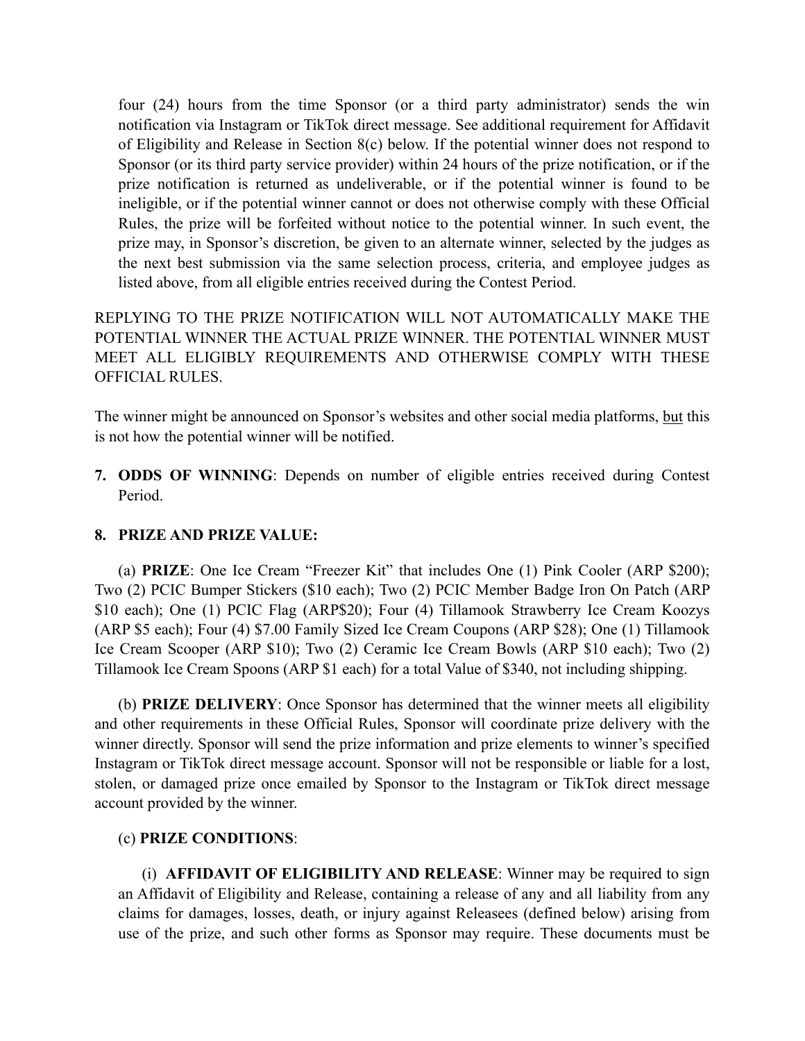four (24) hours from the time Sponsor (or a third party administrator) sends the win notification via Instagram or TikTok direct message. See additional requirement for Affidavit of Eligibility and Release in Section 8(c) below. If the potential winner does not respond to Sponsor (or its third party service provider) within 24 hours of the prize notification, or if the prize notification is returned as undeliverable, or if the potential winner is found to be ineligible, or if the potential winner cannot or does not otherwise comply with these Official Rules, the prize will be forfeited without notice to the potential winner. In such event, the prize may, in Sponsor's discretion, be given to an alternate winner, selected by the judges as the next best submission via the same selection process, criteria, and employee judges as listed above, from all eligible entries received during the Contest Period.

REPLYING TO THE PRIZE NOTIFICATION WILL NOT AUTOMATICALLY MAKE THE POTENTIAL WINNER THE ACTUAL PRIZE WINNER. THE POTENTIAL WINNER MUST MEET ALL ELIGIBLY REQUIREMENTS AND OTHERWISE COMPLY WITH THESE OFFICIAL RULES.

The winner might be announced on Sponsor's websites and other social media platforms, <u>but</u> this is not how the potential winner will be notified.

7. **ODDS OF WINNING**: Depends on number of eligible entries received during Contest Period.

8. **PRIZE AND PRIZE VALUE:**

(a) **PRIZE**: One Ice Cream "Freezer Kit" that includes One (1) Pink Cooler (ARP $200); Two (2) PCIC Bumper Stickers ($10 each); Two (2) PCIC Member Badge Iron On Patch (ARP $10 each); One (1) PCIC Flag (ARP$20); Four (4) Tillamook Strawberry Ice Cream Koozys (ARP $5 each); Four (4) $7.00 Family Sized Ice Cream Coupons (ARP $28); One (1) Tillamook Ice Cream Scooper (ARP $10); Two (2) Ceramic Ice Cream Bowls (ARP $10 each); Two (2) Tillamook Ice Cream Spoons (ARP $1 each) for a total Value of $340, not including shipping.

(b) **PRIZE DELIVERY**: Once Sponsor has determined that the winner meets all eligibility and other requirements in these Official Rules, Sponsor will coordinate prize delivery with the winner directly. Sponsor will send the prize information and prize elements to winner's specified Instagram or TikTok direct message account. Sponsor will not be responsible or liable for a lost, stolen, or damaged prize once emailed by Sponsor to the Instagram or TikTok direct message account provided by the winner.

(c) **PRIZE CONDITIONS**:

(i) **AFFIDAVIT OF ELIGIBILITY AND RELEASE**: Winner may be required to sign an Affidavit of Eligibility and Release, containing a release of any and all liability from any claims for damages, losses, death, or injury against Releasees (defined below) arising from use of the prize, and such other forms as Sponsor may require. These documents must be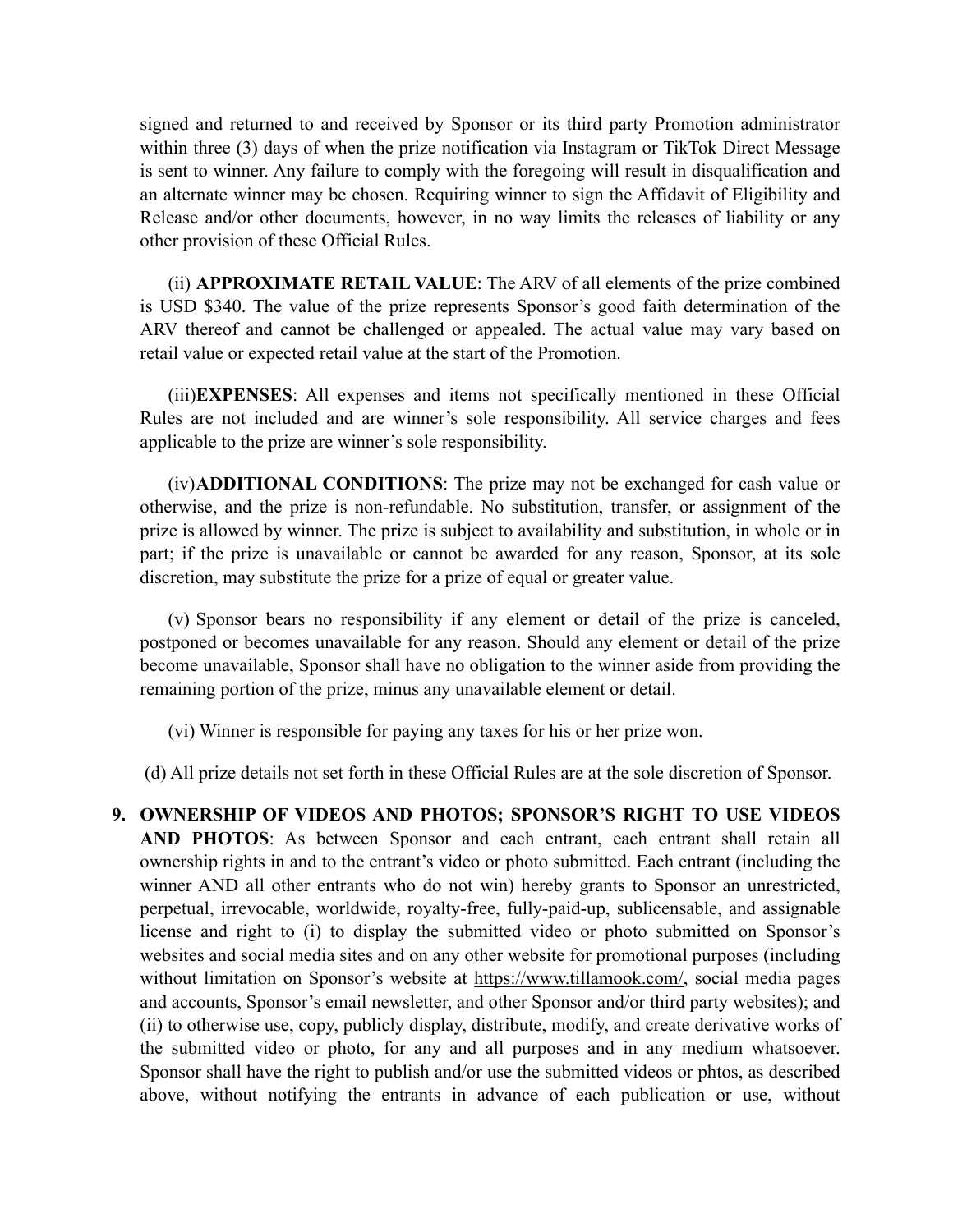signed and returned to and received by Sponsor or its third party Promotion administrator within three (3) days of when the prize notification via Instagram or TikTok Direct Message is sent to winner. Any failure to comply with the foregoing will result in disqualification and an alternate winner may be chosen. Requiring winner to sign the Affidavit of Eligibility and Release and/or other documents, however, in no way limits the releases of liability or any other provision of these Official Rules.

(ii) **APPROXIMATE RETAIL VALUE**: The ARV of all elements of the prize combined is USD $340. The value of the prize represents Sponsor's good faith determination of the ARV thereof and cannot be challenged or appealed. The actual value may vary based on retail value or expected retail value at the start of the Promotion.

(iii)**EXPENSES**: All expenses and items not specifically mentioned in these Official Rules are not included and are winner's sole responsibility. All service charges and fees applicable to the prize are winner's sole responsibility.

(iv)**ADDITIONAL CONDITIONS**: The prize may not be exchanged for cash value or otherwise, and the prize is non-refundable. No substitution, transfer, or assignment of the prize is allowed by winner. The prize is subject to availability and substitution, in whole or in part; if the prize is unavailable or cannot be awarded for any reason, Sponsor, at its sole discretion, may substitute the prize for a prize of equal or greater value.

(v) Sponsor bears no responsibility if any element or detail of the prize is canceled, postponed or becomes unavailable for any reason. Should any element or detail of the prize become unavailable, Sponsor shall have no obligation to the winner aside from providing the remaining portion of the prize, minus any unavailable element or detail.

(vi) Winner is responsible for paying any taxes for his or her prize won.

(d) All prize details not set forth in these Official Rules are at the sole discretion of Sponsor.

9. **OWNERSHIP OF VIDEOS AND PHOTOS; SPONSOR'S RIGHT TO USE VIDEOS AND PHOTOS**: As between Sponsor and each entrant, each entrant shall retain all ownership rights in and to the entrant's video or photo submitted. Each entrant (including the winner AND all other entrants who do not win) hereby grants to Sponsor an unrestricted, perpetual, irrevocable, worldwide, royalty-free, fully-paid-up, sublicensable, and assignable license and right to (i) to display the submitted video or photo submitted on Sponsor's websites and social media sites and on any other website for promotional purposes (including without limitation on Sponsor's website at https://www.tillamook.com/, social media pages and accounts, Sponsor's email newsletter, and other Sponsor and/or third party websites); and (ii) to otherwise use, copy, publicly display, distribute, modify, and create derivative works of the submitted video or photo, for any and all purposes and in any medium whatsoever. Sponsor shall have the right to publish and/or use the submitted videos or phtos, as described above, without notifying the entrants in advance of each publication or use, without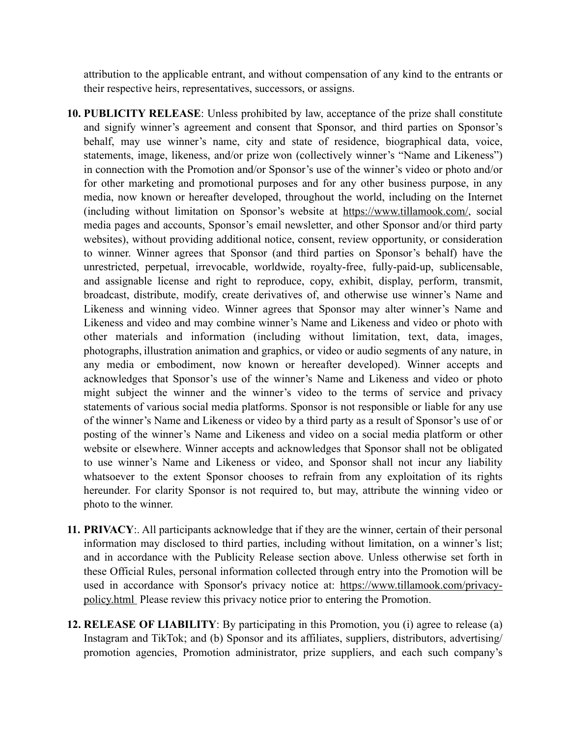attribution to the applicable entrant, and without compensation of any kind to the entrants or their respective heirs, representatives, successors, or assigns.

10. **PUBLICITY RELEASE**: Unless prohibited by law, acceptance of the prize shall constitute and signify winner's agreement and consent that Sponsor, and third parties on Sponsor's behalf, may use winner's name, city and state of residence, biographical data, voice, statements, image, likeness, and/or prize won (collectively winner's "Name and Likeness") in connection with the Promotion and/or Sponsor's use of the winner's video or photo and/or for other marketing and promotional purposes and for any other business purpose, in any media, now known or hereafter developed, throughout the world, including on the Internet (including without limitation on Sponsor's website at https://www.tillamook.com/, social media pages and accounts, Sponsor's email newsletter, and other Sponsor and/or third party websites), without providing additional notice, consent, review opportunity, or consideration to winner. Winner agrees that Sponsor (and third parties on Sponsor's behalf) have the unrestricted, perpetual, irrevocable, worldwide, royalty-free, fully-paid-up, sublicensable, and assignable license and right to reproduce, copy, exhibit, display, perform, transmit, broadcast, distribute, modify, create derivatives of, and otherwise use winner's Name and Likeness and winning video. Winner agrees that Sponsor may alter winner's Name and Likeness and video and may combine winner's Name and Likeness and video or photo with other materials and information (including without limitation, text, data, images, photographs, illustration animation and graphics, or video or audio segments of any nature, in any media or embodiment, now known or hereafter developed). Winner accepts and acknowledges that Sponsor's use of the winner's Name and Likeness and video or photo might subject the winner and the winner's video to the terms of service and privacy statements of various social media platforms. Sponsor is not responsible or liable for any use of the winner's Name and Likeness or video by a third party as a result of Sponsor's use of or posting of the winner's Name and Likeness and video on a social media platform or other website or elsewhere. Winner accepts and acknowledges that Sponsor shall not be obligated to use winner's Name and Likeness or video, and Sponsor shall not incur any liability whatsoever to the extent Sponsor chooses to refrain from any exploitation of its rights hereunder. For clarity Sponsor is not required to, but may, attribute the winning video or photo to the winner.

11. **PRIVACY**:. All participants acknowledge that if they are the winner, certain of their personal information may disclosed to third parties, including without limitation, on a winner's list; and in accordance with the Publicity Release section above. Unless otherwise set forth in these Official Rules, personal information collected through entry into the Promotion will be used in accordance with Sponsor's privacy notice at: https://www.tillamook.com/privacy-policy.html Please review this privacy notice prior to entering the Promotion.

12. **RELEASE OF LIABILITY**: By participating in this Promotion, you (i) agree to release (a) Instagram and TikTok; and (b) Sponsor and its affiliates, suppliers, distributors, advertising/ promotion agencies, Promotion administrator, prize suppliers, and each such company's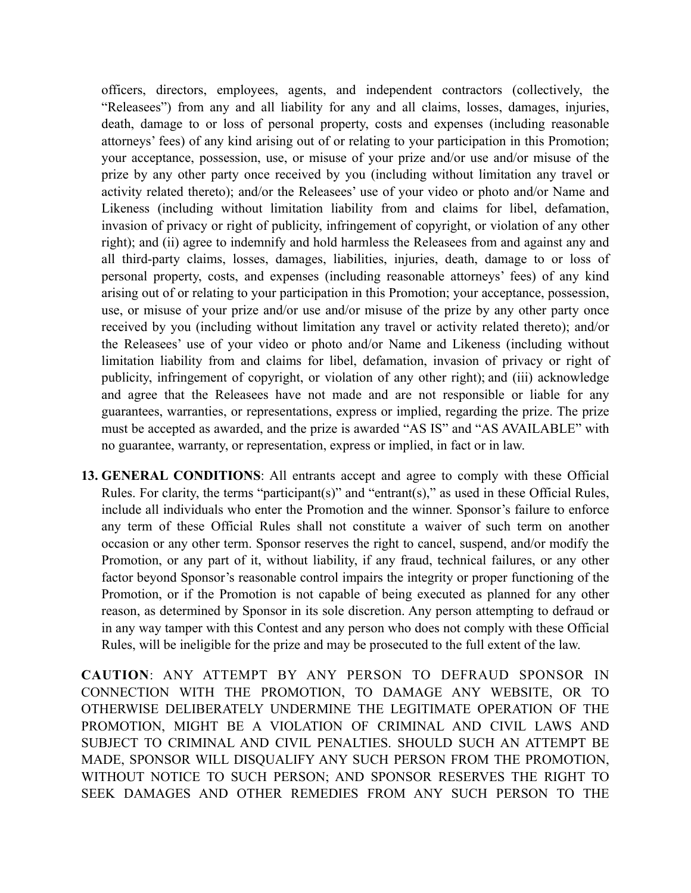officers, directors, employees, agents, and independent contractors (collectively, the "Releasees") from any and all liability for any and all claims, losses, damages, injuries, death, damage to or loss of personal property, costs and expenses (including reasonable attorneys' fees) of any kind arising out of or relating to your participation in this Promotion; your acceptance, possession, use, or misuse of your prize and/or use and/or misuse of the prize by any other party once received by you (including without limitation any travel or activity related thereto); and/or the Releasees' use of your video or photo and/or Name and Likeness (including without limitation liability from and claims for libel, defamation, invasion of privacy or right of publicity, infringement of copyright, or violation of any other right); and (ii) agree to indemnify and hold harmless the Releasees from and against any and all third-party claims, losses, damages, liabilities, injuries, death, damage to or loss of personal property, costs, and expenses (including reasonable attorneys' fees) of any kind arising out of or relating to your participation in this Promotion; your acceptance, possession, use, or misuse of your prize and/or use and/or misuse of the prize by any other party once received by you (including without limitation any travel or activity related thereto); and/or the Releasees' use of your video or photo and/or Name and Likeness (including without limitation liability from and claims for libel, defamation, invasion of privacy or right of publicity, infringement of copyright, or violation of any other right); and (iii) acknowledge and agree that the Releasees have not made and are not responsible or liable for any guarantees, warranties, or representations, express or implied, regarding the prize. The prize must be accepted as awarded, and the prize is awarded "AS IS" and "AS AVAILABLE" with no guarantee, warranty, or representation, express or implied, in fact or in law.

13. **GENERAL CONDITIONS**: All entrants accept and agree to comply with these Official Rules. For clarity, the terms "participant(s)" and "entrant(s)," as used in these Official Rules, include all individuals who enter the Promotion and the winner. Sponsor's failure to enforce any term of these Official Rules shall not constitute a waiver of such term on another occasion or any other term. Sponsor reserves the right to cancel, suspend, and/or modify the Promotion, or any part of it, without liability, if any fraud, technical failures, or any other factor beyond Sponsor's reasonable control impairs the integrity or proper functioning of the Promotion, or if the Promotion is not capable of being executed as planned for any other reason, as determined by Sponsor in its sole discretion. Any person attempting to defraud or in any way tamper with this Contest and any person who does not comply with these Official Rules, will be ineligible for the prize and may be prosecuted to the full extent of the law.

**CAUTION**: ANY ATTEMPT BY ANY PERSON TO DEFRAUD SPONSOR IN CONNECTION WITH THE PROMOTION, TO DAMAGE ANY WEBSITE, OR TO OTHERWISE DELIBERATELY UNDERMINE THE LEGITIMATE OPERATION OF THE PROMOTION, MIGHT BE A VIOLATION OF CRIMINAL AND CIVIL LAWS AND SUBJECT TO CRIMINAL AND CIVIL PENALTIES. SHOULD SUCH AN ATTEMPT BE MADE, SPONSOR WILL DISQUALIFY ANY SUCH PERSON FROM THE PROMOTION, WITHOUT NOTICE TO SUCH PERSON; AND SPONSOR RESERVES THE RIGHT TO SEEK DAMAGES AND OTHER REMEDIES FROM ANY SUCH PERSON TO THE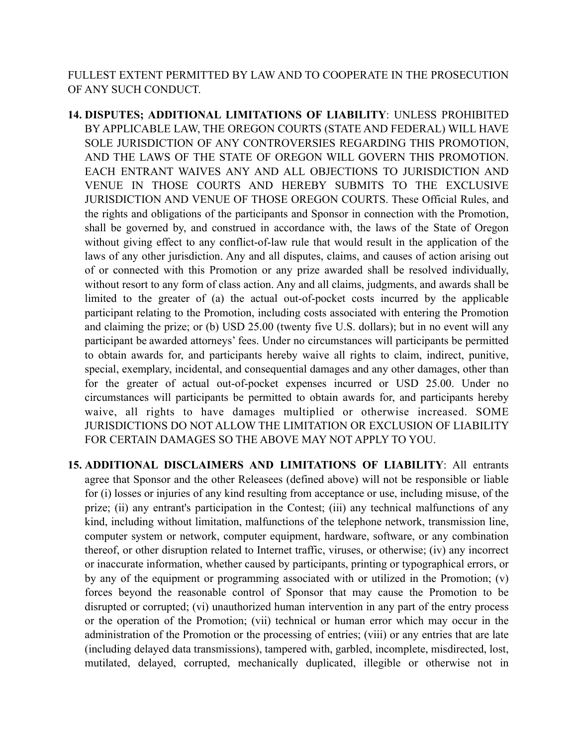FULLEST EXTENT PERMITTED BY LAW AND TO COOPERATE IN THE PROSECUTION OF ANY SUCH CONDUCT.

14. **DISPUTES; ADDITIONAL LIMITATIONS OF LIABILITY**: UNLESS PROHIBITED BY APPLICABLE LAW, THE OREGON COURTS (STATE AND FEDERAL) WILL HAVE SOLE JURISDICTION OF ANY CONTROVERSIES REGARDING THIS PROMOTION, AND THE LAWS OF THE STATE OF OREGON WILL GOVERN THIS PROMOTION. EACH ENTRANT WAIVES ANY AND ALL OBJECTIONS TO JURISDICTION AND VENUE IN THOSE COURTS AND HEREBY SUBMITS TO THE EXCLUSIVE JURISDICTION AND VENUE OF THOSE OREGON COURTS. These Official Rules, and the rights and obligations of the participants and Sponsor in connection with the Promotion, shall be governed by, and construed in accordance with, the laws of the State of Oregon without giving effect to any conflict-of-law rule that would result in the application of the laws of any other jurisdiction. Any and all disputes, claims, and causes of action arising out of or connected with this Promotion or any prize awarded shall be resolved individually, without resort to any form of class action. Any and all claims, judgments, and awards shall be limited to the greater of (a) the actual out-of-pocket costs incurred by the applicable participant relating to the Promotion, including costs associated with entering the Promotion and claiming the prize; or (b) USD 25.00 (twenty five U.S. dollars); but in no event will any participant be awarded attorneys' fees. Under no circumstances will participants be permitted to obtain awards for, and participants hereby waive all rights to claim, indirect, punitive, special, exemplary, incidental, and consequential damages and any other damages, other than for the greater of actual out-of-pocket expenses incurred or USD 25.00. Under no circumstances will participants be permitted to obtain awards for, and participants hereby waive, all rights to have damages multiplied or otherwise increased. SOME JURISDICTIONS DO NOT ALLOW THE LIMITATION OR EXCLUSION OF LIABILITY FOR CERTAIN DAMAGES SO THE ABOVE MAY NOT APPLY TO YOU.

15. **ADDITIONAL DISCLAIMERS AND LIMITATIONS OF LIABILITY**: All entrants agree that Sponsor and the other Releasees (defined above) will not be responsible or liable for (i) losses or injuries of any kind resulting from acceptance or use, including misuse, of the prize; (ii) any entrant's participation in the Contest; (iii) any technical malfunctions of any kind, including without limitation, malfunctions of the telephone network, transmission line, computer system or network, computer equipment, hardware, software, or any combination thereof, or other disruption related to Internet traffic, viruses, or otherwise; (iv) any incorrect or inaccurate information, whether caused by participants, printing or typographical errors, or by any of the equipment or programming associated with or utilized in the Promotion; (v) forces beyond the reasonable control of Sponsor that may cause the Promotion to be disrupted or corrupted; (vi) unauthorized human intervention in any part of the entry process or the operation of the Promotion; (vii) technical or human error which may occur in the administration of the Promotion or the processing of entries; (viii) or any entries that are late (including delayed data transmissions), tampered with, garbled, incomplete, misdirected, lost, mutilated, delayed, corrupted, mechanically duplicated, illegible or otherwise not in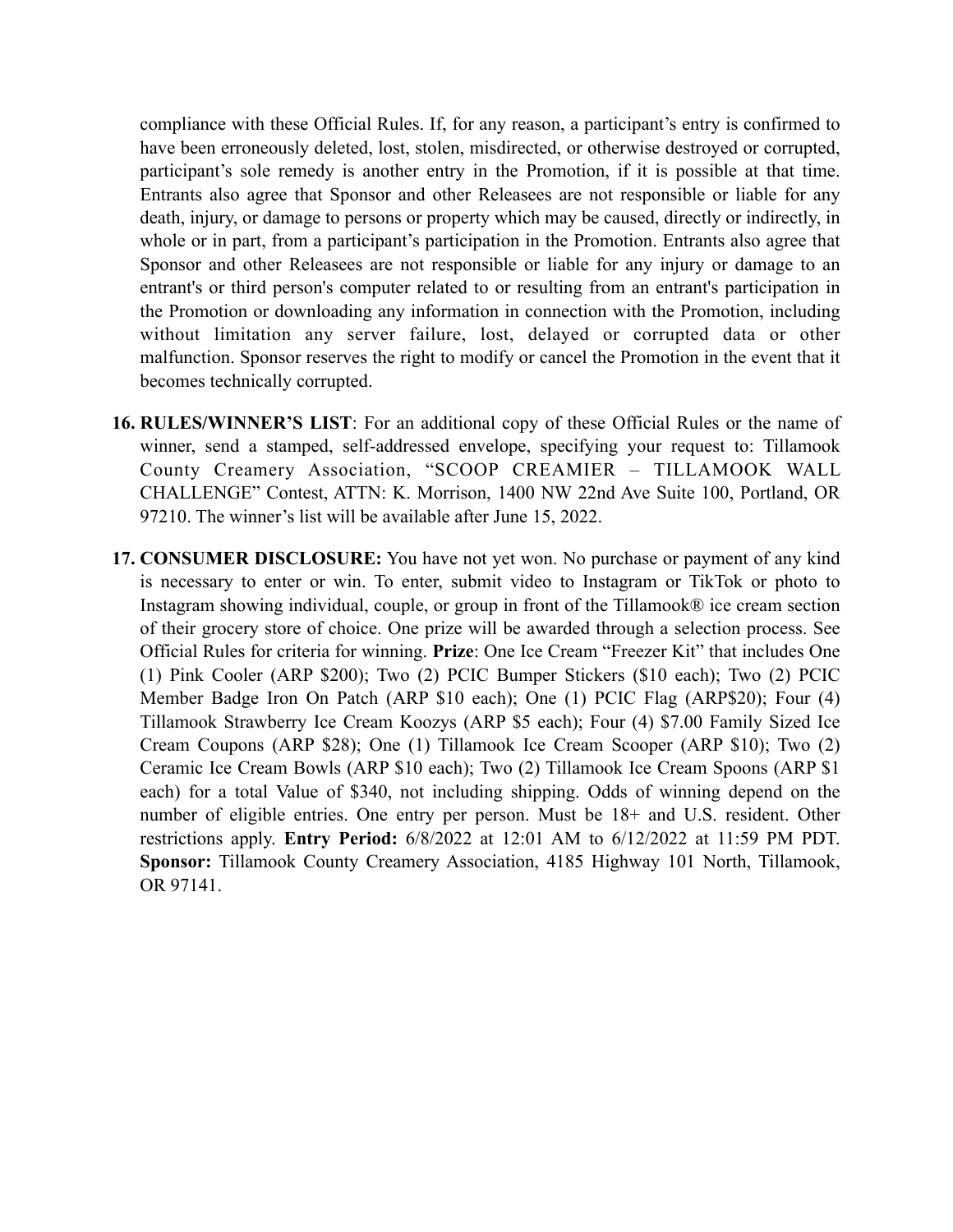compliance with these Official Rules. If, for any reason, a participant's entry is confirmed to have been erroneously deleted, lost, stolen, misdirected, or otherwise destroyed or corrupted, participant's sole remedy is another entry in the Promotion, if it is possible at that time. Entrants also agree that Sponsor and other Releasees are not responsible or liable for any death, injury, or damage to persons or property which may be caused, directly or indirectly, in whole or in part, from a participant's participation in the Promotion. Entrants also agree that Sponsor and other Releasees are not responsible or liable for any injury or damage to an entrant's or third person's computer related to or resulting from an entrant's participation in the Promotion or downloading any information in connection with the Promotion, including without limitation any server failure, lost, delayed or corrupted data or other malfunction. Sponsor reserves the right to modify or cancel the Promotion in the event that it becomes technically corrupted.

16. **RULES/WINNER'S LIST**: For an additional copy of these Official Rules or the name of winner, send a stamped, self-addressed envelope, specifying your request to: Tillamook County Creamery Association, "SCOOP CREAMIER – TILLAMOOK WALL CHALLENGE" Contest, ATTN: K. Morrison, 1400 NW 22nd Ave Suite 100, Portland, OR 97210. The winner's list will be available after June 15, 2022.

17. **CONSUMER DISCLOSURE:** You have not yet won. No purchase or payment of any kind is necessary to enter or win. To enter, submit video to Instagram or TikTok or photo to Instagram showing individual, couple, or group in front of the Tillamook® ice cream section of their grocery store of choice. One prize will be awarded through a selection process. See Official Rules for criteria for winning. **Prize**: One Ice Cream "Freezer Kit" that includes One (1) Pink Cooler (ARP $200); Two (2) PCIC Bumper Stickers ($10 each); Two (2) PCIC Member Badge Iron On Patch (ARP $10 each); One (1) PCIC Flag (ARP$20); Four (4) Tillamook Strawberry Ice Cream Koozys (ARP $5 each); Four (4) $7.00 Family Sized Ice Cream Coupons (ARP $28); One (1) Tillamook Ice Cream Scooper (ARP $10); Two (2) Ceramic Ice Cream Bowls (ARP $10 each); Two (2) Tillamook Ice Cream Spoons (ARP $1 each) for a total Value of $340, not including shipping. Odds of winning depend on the number of eligible entries. One entry per person. Must be 18+ and U.S. resident. Other restrictions apply. **Entry Period:** 6/8/2022 at 12:01 AM to 6/12/2022 at 11:59 PM PDT. **Sponsor:** Tillamook County Creamery Association, 4185 Highway 101 North, Tillamook, OR 97141.